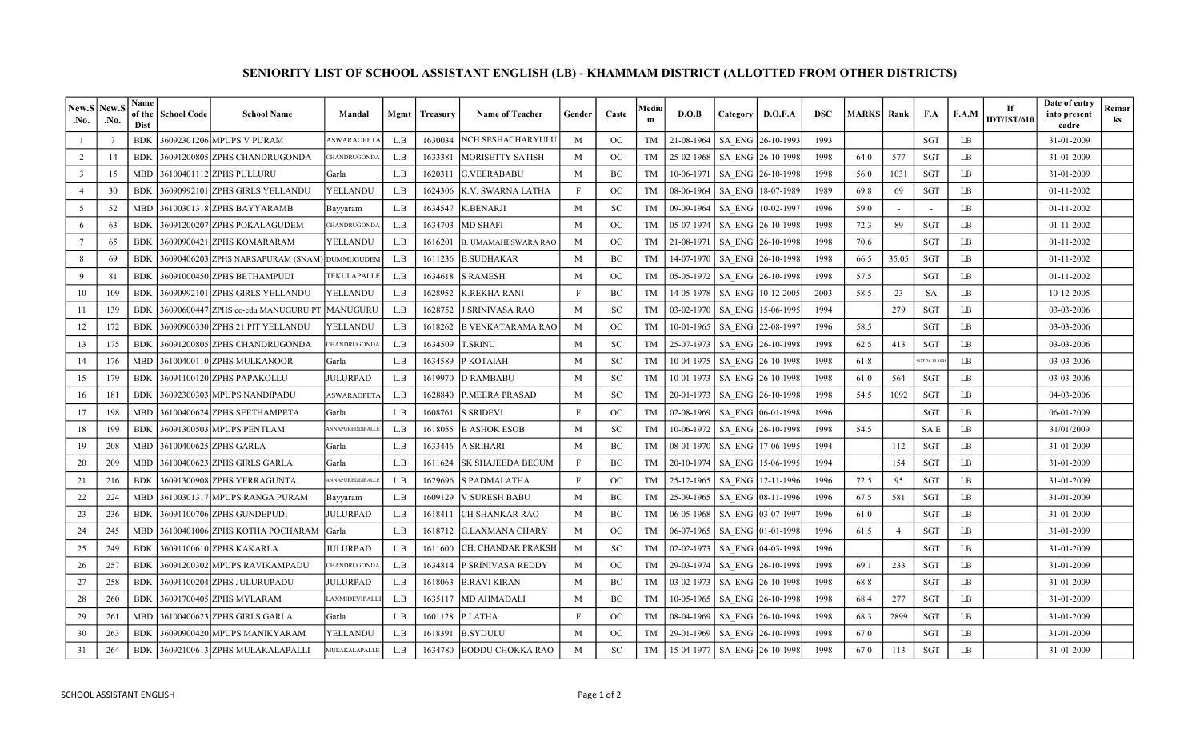# SENIORITY LIST OF SCHOOL ASSISTANT ENGLISH (LB) - KHAMMAM DISTRICT (ALLOTTED FROM OTHER DISTRICTS)

| New.S .No. | New.S .No. | Name of the Dist | School Code | School Name | Mandal | Mgmt | Treasury | Name of Teacher | Gender | Caste | Medium | D.O.B | Category | D.O.F.A | DSC | MARKS | Rank | F.A | F.A.M | If IDT/IST/610 | Date of entry into present cadre | Remarks |
|---|---|---|---|---|---|---|---|---|---|---|---|---|---|---|---|---|---|---|---|---|---|---|
| 1 | 7 | BDK | 36092301206 | MPUPS V PURAM | ASWARAOPETA | L.B | 1630034 | NCH.SESHACHARYULU | M | OC | TM | 21-08-1964 | SA_ENG | 26-10-1993 | 1993 | | | SGT | LB | | 31-01-2009 | |
| 2 | 14 | BDK | 36091200805 | ZPHS CHANDRUGONDA | CHANDRUGONDA | L.B | 1633381 | MORISETTY SATISH | M | OC | TM | 25-02-1968 | SA_ENG | 26-10-1998 | 1998 | 64.0 | 577 | SGT | LB | | 31-01-2009 | |
| 3 | 15 | MBD | 36100401112 | ZPHS PULLURU | Garla | L.B | 1620311 | G.VEERABABU | M | BC | TM | 10-06-1971 | SA_ENG | 26-10-1998 | 1998 | 56.0 | 1031 | SGT | LB | | 31-01-2009 | |
| 4 | 30 | BDK | 36090992101 | ZPHS GIRLS YELLANDU | YELLANDU | L.B | 1624306 | K.V. SWARNA LATHA | F | OC | TM | 08-06-1964 | SA_ENG | 18-07-1989 | 1989 | 69.8 | 69 | SGT | LB | | 01-11-2002 | |
| 5 | 52 | MBD | 36100301318 | ZPHS BAYYARAMB | Bayyaram | L.B | 1634547 | K.BENARJI | M | SC | TM | 09-09-1964 | SA_ENG | 10-02-1997 | 1996 | 59.0 | - | - | LB | | 01-11-2002 | |
| 6 | 63 | BDK | 36091200207 | ZPHS POKALAGUDEM | CHANDRUGONDA | L.B | 1634703 | MD SHAFI | M | OC | TM | 05-07-1974 | SA_ENG | 26-10-1998 | 1998 | 72.3 | 89 | SGT | LB | | 01-11-2002 | |
| 7 | 65 | BDK | 36090900421 | ZPHS KOMARARAM | YELLANDU | L.B | 1616201 | B. UMAMAHESWARA RAO | M | OC | TM | 21-08-1971 | SA_ENG | 26-10-1998 | 1998 | 70.6 | | SGT | LB | | 01-11-2002 | |
| 8 | 69 | BDK | 36090406203 | ZPHS NARSAPURAM (SNAM) | DUMMUGUDEM | L.B | 1611236 | B.SUDHAKAR | M | BC | TM | 14-07-1970 | SA_ENG | 26-10-1998 | 1998 | 66.5 | 35.05 | SGT | LB | | 01-11-2002 | |
| 9 | 81 | BDK | 36091000450 | ZPHS BETHAMPUDI | TEKULAPALLE | L.B | 1634618 | S RAMESH | M | OC | TM | 05-05-1972 | SA_ENG | 26-10-1998 | 1998 | 57.5 | | SGT | LB | | 01-11-2002 | |
| 10 | 109 | BDK | 36090992101 | ZPHS GIRLS YELLANDU | YELLANDU | L.B | 1628952 | K.REKHA RANI | F | BC | TM | 14-05-1978 | SA_ENG | 10-12-2005 | 2003 | 58.5 | 23 | SA | LB | | 10-12-2005 | |
| 11 | 139 | BDK | 36090600447 | ZPHS co-edu MANUGURU PT | MANUGURU | L.B | 1628752 | J.SRINIVASA RAO | M | SC | TM | 03-02-1970 | SA_ENG | 15-06-1995 | 1994 | | 279 | SGT | LB | | 03-03-2006 | |
| 12 | 172 | BDK | 36090900330 | ZPHS 21 PIT YELLANDU | YELLANDU | L.B | 1618262 | B VENKATARAMA RAO | M | OC | TM | 10-01-1965 | SA_ENG | 22-08-1997 | 1996 | 58.5 | | SGT | LB | | 03-03-2006 | |
| 13 | 175 | BDK | 36091200805 | ZPHS CHANDRUGONDA | CHANDRUGONDA | L.B | 1634509 | T.SRINU | M | SC | TM | 25-07-1973 | SA_ENG | 26-10-1998 | 1998 | 62.5 | 413 | SGT | LB | | 03-03-2006 | |
| 14 | 176 | MBD | 36100400110 | ZPHS MULKANOOR | Garla | L.B | 1634589 | P KOTAIAH | M | SC | TM | 10-04-1975 | SA_ENG | 26-10-1998 | 1998 | 61.8 | | SGT 26.10.1998 | LB | | 03-03-2006 | |
| 15 | 179 | BDK | 36091100120 | ZPHS PAPAKOLLU | JULURPAD | L.B | 1619970 | D RAMBABU | M | SC | TM | 10-01-1973 | SA_ENG | 26-10-1998 | 1998 | 61.0 | 564 | SGT | LB | | 03-03-2006 | |
| 16 | 181 | BDK | 36092300303 | MPUPS NANDIPADU | ASWARAOPETA | L.B | 1628840 | P.MEERA PRASAD | M | SC | TM | 20-01-1973 | SA_ENG | 26-10-1998 | 1998 | 54.5 | 1092 | SGT | LB | | 04-03-2006 | |
| 17 | 198 | MBD | 36100400624 | ZPHS SEETHAMPETA | Garla | L.B | 1608761 | S.SRIDEVI | F | OC | TM | 02-08-1969 | SA_ENG | 06-01-1998 | 1996 | | | SGT | LB | | 06-01-2009 | |
| 18 | 199 | BDK | 36091300503 | MPUPS PENTLAM | ANNAPUREDDIPALLE | L.B | 1618055 | B ASHOK ESOB | M | SC | TM | 10-06-1972 | SA_ENG | 26-10-1998 | 1998 | 54.5 | | SA E | LB | | 31/01/2009 | |
| 19 | 208 | MBD | 36100400625 | ZPHS GARLA | Garla | L.B | 1633446 | A SRIHARI | M | BC | TM | 08-01-1970 | SA_ENG | 17-06-1995 | 1994 | | 112 | SGT | LB | | 31-01-2009 | |
| 20 | 209 | MBD | 36100400623 | ZPHS GIRLS GARLA | Garla | L.B | 1611624 | SK SHAJEEDA BEGUM | F | BC | TM | 20-10-1974 | SA_ENG | 15-06-1995 | 1994 | | 154 | SGT | LB | | 31-01-2009 | |
| 21 | 216 | BDK | 36091300908 | ZPHS YERRAGUNTA | ANNAPUREDDIPALLE | L.B | 1629696 | S.PADMALATHA | F | OC | TM | 25-12-1965 | SA_ENG | 12-11-1996 | 1996 | 72.5 | 95 | SGT | LB | | 31-01-2009 | |
| 22 | 224 | MBD | 36100301317 | MPUPS RANGA PURAM | Bayyaram | L.B | 1609129 | V SURESH BABU | M | BC | TM | 25-09-1965 | SA_ENG | 08-11-1996 | 1996 | 67.5 | 581 | SGT | LB | | 31-01-2009 | |
| 23 | 236 | BDK | 36091100706 | ZPHS GUNDEPUDI | JULURPAD | L.B | 1618411 | CH SHANKAR RAO | M | BC | TM | 06-05-1968 | SA_ENG | 03-07-1997 | 1996 | 61.0 | | SGT | LB | | 31-01-2009 | |
| 24 | 245 | MBD | 36100401006 | ZPHS KOTHA POCHARAM | Garla | L.B | 1618712 | G.LAXMANA CHARY | M | OC | TM | 06-07-1965 | SA_ENG | 01-01-1998 | 1996 | 61.5 | 4 | SGT | LB | | 31-01-2009 | |
| 25 | 249 | BDK | 36091100610 | ZPHS KAKARLA | JULURPAD | L.B | 1611600 | CH. CHANDAR PRAKSH | M | SC | TM | 02-02-1973 | SA_ENG | 04-03-1998 | 1996 | | | SGT | LB | | 31-01-2009 | |
| 26 | 257 | BDK | 36091200302 | MPUPS RAVIKAMPADU | CHANDRUGONDA | L.B | 1634814 | P SRINIVASA REDDY | M | OC | TM | 29-03-1974 | SA_ENG | 26-10-1998 | 1998 | 69.1 | 233 | SGT | LB | | 31-01-2009 | |
| 27 | 258 | BDK | 36091100204 | ZPHS JULURUPADU | JULURPAD | L.B | 1618063 | B.RAVI KIRAN | M | BC | TM | 03-02-1973 | SA_ENG | 26-10-1998 | 1998 | 68.8 | | SGT | LB | | 31-01-2009 | |
| 28 | 260 | BDK | 36091700405 | ZPHS MYLARAM | LAXMIDEVIPALLI | L.B | 1635117 | MD AHMADALI | M | BC | TM | 10-05-1965 | SA_ENG | 26-10-1998 | 1998 | 68.4 | 277 | SGT | LB | | 31-01-2009 | |
| 29 | 261 | MBD | 36100400623 | ZPHS GIRLS GARLA | Garla | L.B | 1601128 | P.LATHA | F | OC | TM | 08-04-1969 | SA_ENG | 26-10-1998 | 1998 | 68.3 | 2899 | SGT | LB | | 31-01-2009 | |
| 30 | 263 | BDK | 36090900420 | MPUPS MANIKYARAM | YELLANDU | L.B | 1618391 | B.SYDULU | M | OC | TM | 29-01-1969 | SA_ENG | 26-10-1998 | 1998 | 67.0 | | SGT | LB | | 31-01-2009 | |
| 31 | 264 | BDK | 36092100613 | ZPHS MULAKALAPALLI | MULAKALAPALLE | L.B | 1634780 | BODDU CHOKKA RAO | M | SC | TM | 15-04-1977 | SA_ENG | 26-10-1998 | 1998 | 67.0 | 113 | SGT | LB | | 31-01-2009 | |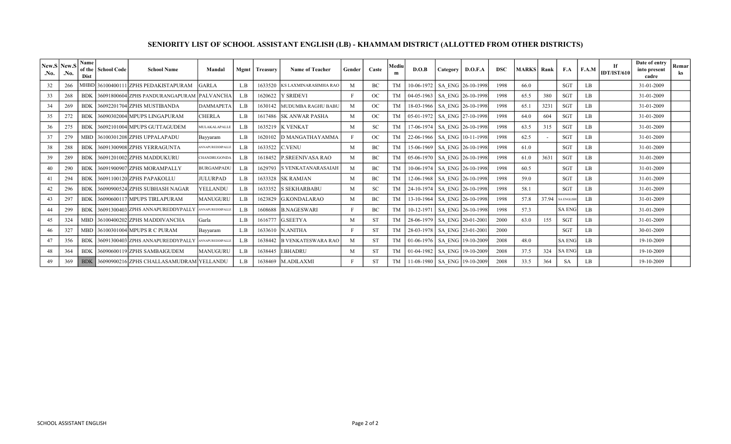# SENIORITY LIST OF SCHOOL ASSISTANT ENGLISH (LB) - KHAMMAM DISTRICT (ALLOTTED FROM OTHER DISTRICTS)

| New.S.No. | New.S.No. | Name of the Dist | School Code | School Name | Mandal | Mgmt | Treasury | Name of Teacher | Gender | Caste | Medium | D.O.B | Category | D.O.F.A | DSC | MARKS | Rank | F.A | F.A.M | If IDT/IST/610 | Date of entry into present cadre | Remarks |
|---|---|---|---|---|---|---|---|---|---|---|---|---|---|---|---|---|---|---|---|---|---|---|
| 32 | 266 | MHBD | 36100400111 | ZPHS PEDAKISTAPURAM | GARLA | L.B | 1633520 | KS LAXMINARASIMHA RAO | M | BC | TM | 10-06-1972 | SA_ENG | 26-10-1998 | 1998 | 66.0 | | SGT | LB | | 31-01-2009 | |
| 33 | 268 | BDK | 36091800604 | ZPHS PANDURANGAPURAM | PALVANCHA | L.B | 1620622 | Y SRIDEVI | F | OC | TM | 04-05-1963 | SA_ENG | 26-10-1998 | 1998 | 65.5 | 380 | SGT | LB | | 31-01-2009 | |
| 34 | 269 | BDK | 36092201704 | ZPHS MUSTIBANDA | DAMMAPETA | L.B | 1630142 | MUDUMBA RAGHU BABU | M | OC | TM | 18-03-1966 | SA_ENG | 26-10-1998 | 1998 | 65.1 | 3231 | SGT | LB | | 31-01-2009 | |
| 35 | 272 | BDK | 36090302004 | MPUPS LINGAPURAM | CHERLA | L.B | 1617486 | SK ANWAR PASHA | M | OC | TM | 05-01-1972 | SA_ENG | 27-10-1998 | 1998 | 64.0 | 604 | SGT | LB | | 31-01-2009 | |
| 36 | 275 | BDK | 36092101004 | MPUPS GUTTAGUDEM | MULAKALAPALLE | L.B | 1635219 | K VENKAT | M | SC | TM | 17-06-1974 | SA_ENG | 26-10-1998 | 1998 | 63.5 | 315 | SGT | LB | | 31-01-2009 | |
| 37 | 279 | MBD | 36100301208 | ZPHS UPPALAPADU | Bayyaram | L.B | 1620102 | D MANGATHAYAMMA | F | OC | TM | 22-06-1966 | SA_ENG | 10-11-1998 | 1998 | 62.5 | - | SGT | LB | | 31-01-2009 | |
| 38 | 288 | BDK | 36091300908 | ZPHS YERRAGUNTA | ANNAPUREDDIPALLE | L.B | 1633522 | C.VENU | M | BC | TM | 15-06-1969 | SA_ENG | 26-10-1998 | 1998 | 61.0 | | SGT | LB | | 31-01-2009 | |
| 39 | 289 | BDK | 36091201002 | ZPHS MADDUKURU | CHANDRUGONDA | L.B | 1618452 | P.SREENIVASA RAO | M | BC | TM | 05-06-1970 | SA_ENG | 26-10-1998 | 1998 | 61.0 | 3631 | SGT | LB | | 31-01-2009 | |
| 40 | 290 | BDK | 36091900907 | ZPHS MORAMPALLY | BURGAMPADU | L.B | 1629793 | S VENKATANARASAIAH | M | BC | TM | 10-06-1974 | SA_ENG | 26-10-1998 | 1998 | 60.5 | | SGT | LB | | 31-01-2009 | |
| 41 | 294 | BDK | 36091100120 | ZPHS PAPAKOLLU | JULURPAD | L.B | 1633328 | SK RAMJAN | M | BC | TM | 12-06-1968 | SA_ENG | 26-10-1998 | 1998 | 59.0 | | SGT | LB | | 31-01-2009 | |
| 42 | 296 | BDK | 36090900524 | ZPHS SUBHASH NAGAR | YELLANDU | L.B | 1633352 | S SEKHARBABU | M | SC | TM | 24-10-1974 | SA_ENG | 26-10-1998 | 1998 | 58.1 | | SGT | LB | | 31-01-2009 | |
| 43 | 297 | BDK | 36090600117 | MPUPS TIRLAPURAM | MANUGURU | L.B | 1623829 | G.KONDALARAO | M | BC | TM | 13-10-1964 | SA_ENG | 26-10-1998 | 1998 | 57.8 | 37.94 | SA ENGLISH | LB | | 31-01-2009 | |
| 44 | 299 | BDK | 36091300403 | ZPHS ANNAPUREDDYPALLY | ANNAPUREDDIPALLE | L.B | 1608688 | B.NAGESWARI | F | BC | TM | 10-12-1971 | SA_ENG | 26-10-1998 | 1998 | 57.3 | | SA ENG | LB | | 31-01-2009 | |
| 45 | 324 | MBD | 36100400202 | ZPHS MADDIVANCHA | Garla | L.B | 1616777 | G.SEETYA | M | ST | TM | 28-06-1979 | SA_ENG | 20-01-2001 | 2000 | 63.0 | 155 | SGT | LB | | 31-01-2009 | |
| 46 | 327 | MBD | 36100301004 | MPUPS R C PURAM | Bayyaram | L.B | 1633610 | N.ANITHA | F | ST | TM | 28-03-1978 | SA_ENG | 23-01-2001 | 2000 | | | SGT | LB | | 30-01-2009 | |
| 47 | 356 | BDK | 36091300403 | ZPHS ANNAPUREDDYPALLY | ANNAPUREDDIPALLE | L.B | 1638442 | B VENKATESWARA RAO | M | ST | TM | 01-06-1976 | SA_ENG | 19-10-2009 | 2008 | 48.0 | | SA ENG | LB | | 19-10-2009 | |
| 48 | 364 | BDK | 36090600119 | ZPHS SAMBAIGUDEM | MANUGURU | L.B | 1638445 | I.BHADRU | M | ST | TM | 01-04-1982 | SA_ENG | 19-10-2009 | 2008 | 37.5 | 324 | SA ENG | LB | | 19-10-2009 | |
| 49 | 369 | BDK | 36090900216 | ZPHS CHALLASAMUDRAM | YELLANDU | L.B | 1638469 | M.ADILAXMI | F | ST | TM | 11-08-1980 | SA_ENG | 19-10-2009 | 2008 | 33.5 | 364 | SA | LB | | 19-10-2009 | |